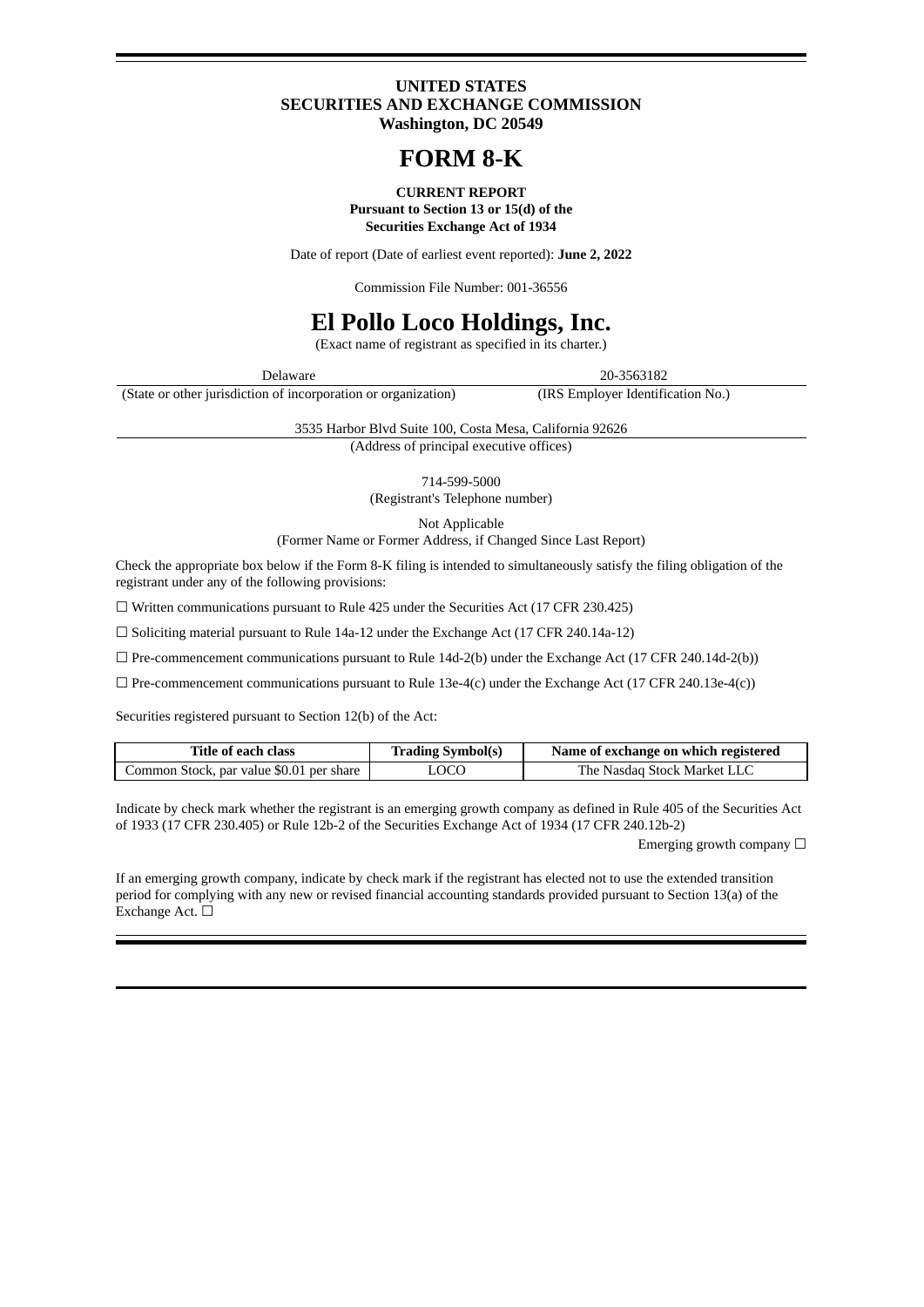**UNITED STATES**
**SECURITIES AND EXCHANGE COMMISSION**
**Washington, DC 20549**

# FORM 8-K

**CURRENT REPORT**
**Pursuant to Section 13 or 15(d) of the**
**Securities Exchange Act of 1934**

Date of report (Date of earliest event reported): **June 2, 2022**

Commission File Number: 001-36556

# El Pollo Loco Holdings, Inc.

(Exact name of registrant as specified in its charter.)

| Delaware | 20-3563182 |
|---|---|
| (State or other jurisdiction of incorporation or organization) | (IRS Employer Identification No.) |

3535 Harbor Blvd Suite 100, Costa Mesa, California 92626
(Address of principal executive offices)

714-599-5000
(Registrant's Telephone number)

Not Applicable
(Former Name or Former Address, if Changed Since Last Report)

Check the appropriate box below if the Form 8-K filing is intended to simultaneously satisfy the filing obligation of the registrant under any of the following provisions:

☐ Written communications pursuant to Rule 425 under the Securities Act (17 CFR 230.425)

☐ Soliciting material pursuant to Rule 14a-12 under the Exchange Act (17 CFR 240.14a-12)

☐ Pre-commencement communications pursuant to Rule 14d-2(b) under the Exchange Act (17 CFR 240.14d-2(b))

☐ Pre-commencement communications pursuant to Rule 13e-4(c) under the Exchange Act (17 CFR 240.13e-4(c))

Securities registered pursuant to Section 12(b) of the Act:

| Title of each class | Trading Symbol(s) | Name of exchange on which registered |
|---|---|---|
| Common Stock, par value $0.01 per share | LOCO | The Nasdaq Stock Market LLC |

Indicate by check mark whether the registrant is an emerging growth company as defined in Rule 405 of the Securities Act of 1933 (17 CFR 230.405) or Rule 12b-2 of the Securities Exchange Act of 1934 (17 CFR 240.12b-2)

Emerging growth company ☐

If an emerging growth company, indicate by check mark if the registrant has elected not to use the extended transition period for complying with any new or revised financial accounting standards provided pursuant to Section 13(a) of the Exchange Act. ☐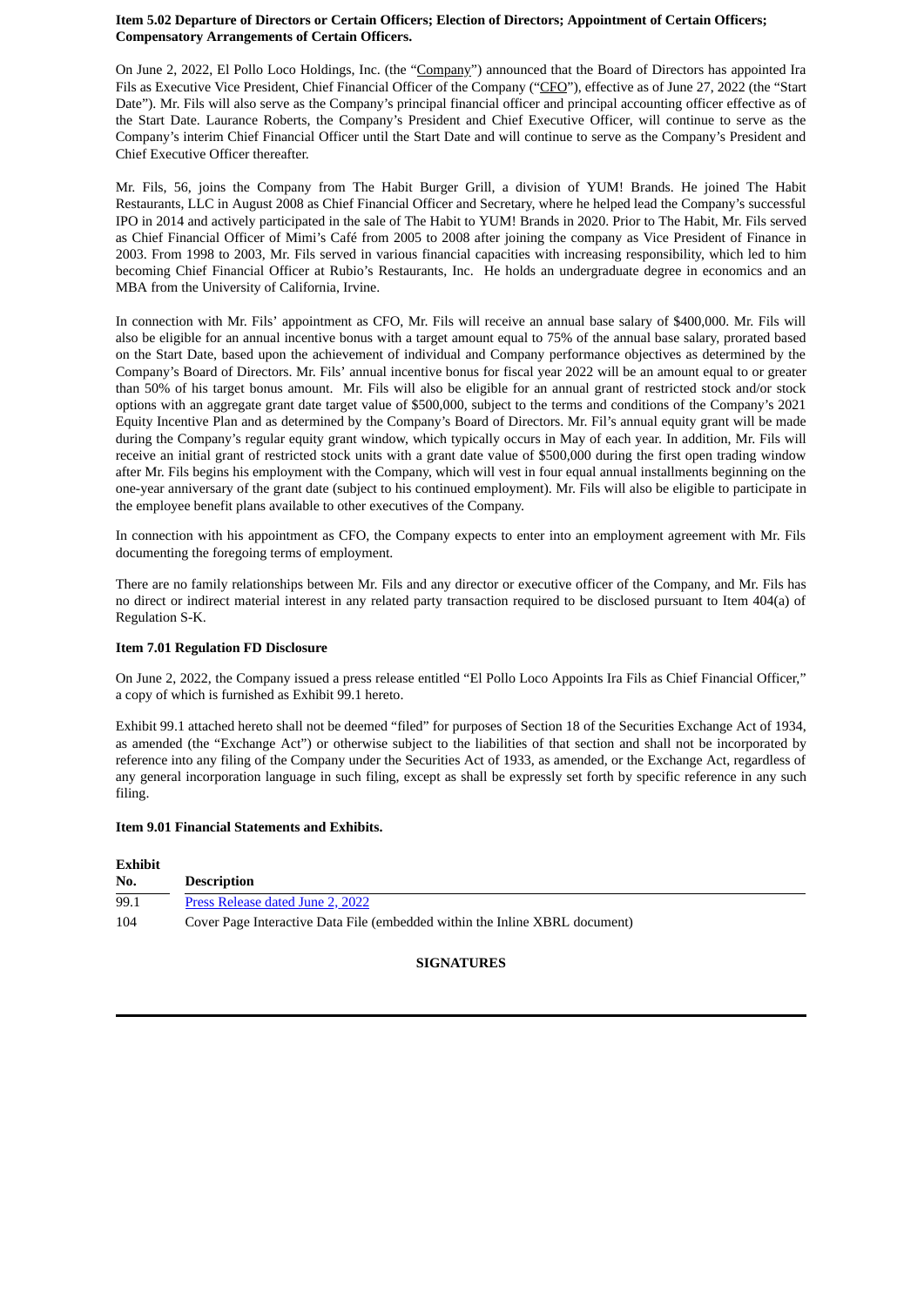**Item 5.02 Departure of Directors or Certain Officers; Election of Directors; Appointment of Certain Officers; Compensatory Arrangements of Certain Officers.**

On June 2, 2022, El Pollo Loco Holdings, Inc. (the "Company") announced that the Board of Directors has appointed Ira Fils as Executive Vice President, Chief Financial Officer of the Company ("CFO"), effective as of June 27, 2022 (the "Start Date"). Mr. Fils will also serve as the Company's principal financial officer and principal accounting officer effective as of the Start Date. Laurance Roberts, the Company's President and Chief Executive Officer, will continue to serve as the Company's interim Chief Financial Officer until the Start Date and will continue to serve as the Company's President and Chief Executive Officer thereafter.

Mr. Fils, 56, joins the Company from The Habit Burger Grill, a division of YUM! Brands. He joined The Habit Restaurants, LLC in August 2008 as Chief Financial Officer and Secretary, where he helped lead the Company's successful IPO in 2014 and actively participated in the sale of The Habit to YUM! Brands in 2020. Prior to The Habit, Mr. Fils served as Chief Financial Officer of Mimi's Café from 2005 to 2008 after joining the company as Vice President of Finance in 2003. From 1998 to 2003, Mr. Fils served in various financial capacities with increasing responsibility, which led to him becoming Chief Financial Officer at Rubio's Restaurants, Inc. He holds an undergraduate degree in economics and an MBA from the University of California, Irvine.

In connection with Mr. Fils' appointment as CFO, Mr. Fils will receive an annual base salary of $400,000. Mr. Fils will also be eligible for an annual incentive bonus with a target amount equal to 75% of the annual base salary, prorated based on the Start Date, based upon the achievement of individual and Company performance objectives as determined by the Company's Board of Directors. Mr. Fils' annual incentive bonus for fiscal year 2022 will be an amount equal to or greater than 50% of his target bonus amount. Mr. Fils will also be eligible for an annual grant of restricted stock and/or stock options with an aggregate grant date target value of $500,000, subject to the terms and conditions of the Company's 2021 Equity Incentive Plan and as determined by the Company's Board of Directors. Mr. Fil's annual equity grant will be made during the Company's regular equity grant window, which typically occurs in May of each year. In addition, Mr. Fils will receive an initial grant of restricted stock units with a grant date value of $500,000 during the first open trading window after Mr. Fils begins his employment with the Company, which will vest in four equal annual installments beginning on the one-year anniversary of the grant date (subject to his continued employment). Mr. Fils will also be eligible to participate in the employee benefit plans available to other executives of the Company.

In connection with his appointment as CFO, the Company expects to enter into an employment agreement with Mr. Fils documenting the foregoing terms of employment.

There are no family relationships between Mr. Fils and any director or executive officer of the Company, and Mr. Fils has no direct or indirect material interest in any related party transaction required to be disclosed pursuant to Item 404(a) of Regulation S-K.

**Item 7.01 Regulation FD Disclosure**

On June 2, 2022, the Company issued a press release entitled "El Pollo Loco Appoints Ira Fils as Chief Financial Officer," a copy of which is furnished as Exhibit 99.1 hereto.

Exhibit 99.1 attached hereto shall not be deemed "filed" for purposes of Section 18 of the Securities Exchange Act of 1934, as amended (the "Exchange Act") or otherwise subject to the liabilities of that section and shall not be incorporated by reference into any filing of the Company under the Securities Act of 1933, as amended, or the Exchange Act, regardless of any general incorporation language in such filing, except as shall be expressly set forth by specific reference in any such filing.

**Item 9.01 Financial Statements and Exhibits.**

| Exhibit No. | Description |
|---|---|
| 99.1 | Press Release dated June 2, 2022 |
| 104 | Cover Page Interactive Data File (embedded within the Inline XBRL document) |

**SIGNATURES**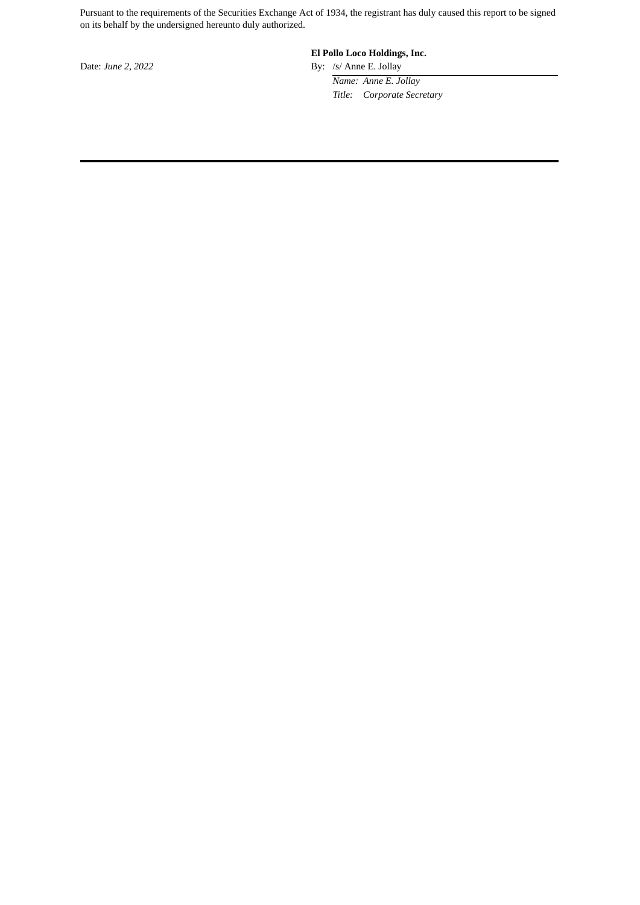Pursuant to the requirements of the Securities Exchange Act of 1934, the registrant has duly caused this report to be signed on its behalf by the undersigned hereunto duly authorized.

**El Pollo Loco Holdings, Inc.**

Date: *June 2, 2022*

By: /s/ Anne E. Jollay

*Name: Anne E. Jollay*

*Title: Corporate Secretary*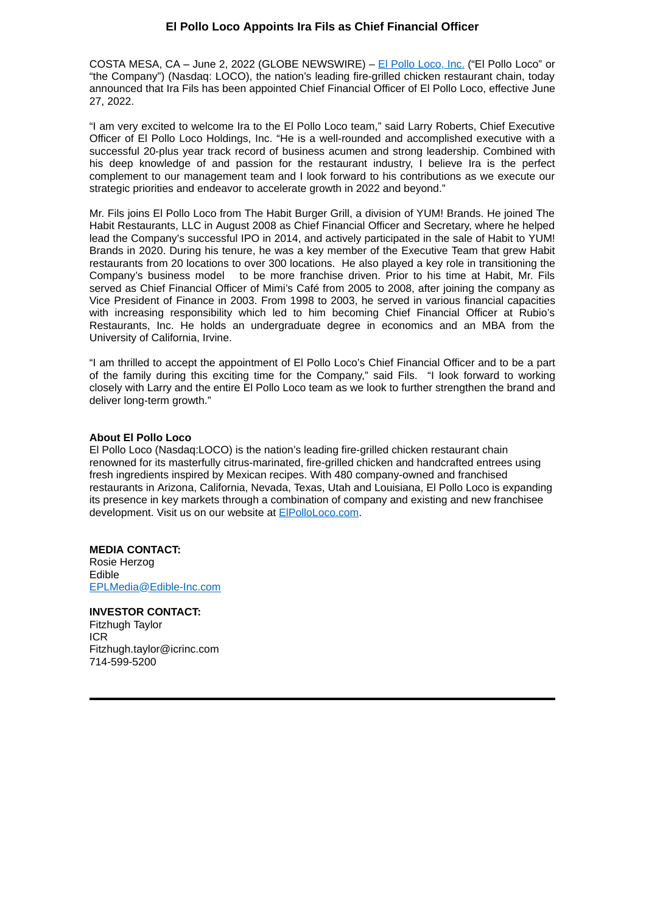# El Pollo Loco Appoints Ira Fils as Chief Financial Officer

COSTA MESA, CA – June 2, 2022 (GLOBE NEWSWIRE) – El Pollo Loco, Inc. ("El Pollo Loco" or "the Company") (Nasdaq: LOCO), the nation's leading fire-grilled chicken restaurant chain, today announced that Ira Fils has been appointed Chief Financial Officer of El Pollo Loco, effective June 27, 2022.

"I am very excited to welcome Ira to the El Pollo Loco team," said Larry Roberts, Chief Executive Officer of El Pollo Loco Holdings, Inc. "He is a well-rounded and accomplished executive with a successful 20-plus year track record of business acumen and strong leadership. Combined with his deep knowledge of and passion for the restaurant industry, I believe Ira is the perfect complement to our management team and I look forward to his contributions as we execute our strategic priorities and endeavor to accelerate growth in 2022 and beyond."

Mr. Fils joins El Pollo Loco from The Habit Burger Grill, a division of YUM! Brands. He joined The Habit Restaurants, LLC in August 2008 as Chief Financial Officer and Secretary, where he helped lead the Company's successful IPO in 2014, and actively participated in the sale of Habit to YUM! Brands in 2020. During his tenure, he was a key member of the Executive Team that grew Habit restaurants from 20 locations to over 300 locations. He also played a key role in transitioning the Company's business model to be more franchise driven. Prior to his time at Habit, Mr. Fils served as Chief Financial Officer of Mimi's Café from 2005 to 2008, after joining the company as Vice President of Finance in 2003. From 1998 to 2003, he served in various financial capacities with increasing responsibility which led to him becoming Chief Financial Officer at Rubio's Restaurants, Inc. He holds an undergraduate degree in economics and an MBA from the University of California, Irvine.

"I am thrilled to accept the appointment of El Pollo Loco's Chief Financial Officer and to be a part of the family during this exciting time for the Company," said Fils. "I look forward to working closely with Larry and the entire El Pollo Loco team as we look to further strengthen the brand and deliver long-term growth."

**About El Pollo Loco**
El Pollo Loco (Nasdaq:LOCO) is the nation's leading fire-grilled chicken restaurant chain renowned for its masterfully citrus-marinated, fire-grilled chicken and handcrafted entrees using fresh ingredients inspired by Mexican recipes. With 480 company-owned and franchised restaurants in Arizona, California, Nevada, Texas, Utah and Louisiana, El Pollo Loco is expanding its presence in key markets through a combination of company and existing and new franchisee development. Visit us on our website at ElPolloLoco.com.

**MEDIA CONTACT:**
Rosie Herzog
Edible
EPLMedia@Edible-Inc.com

**INVESTOR CONTACT:**
Fitzhugh Taylor
ICR
Fitzhugh.taylor@icrinc.com
714-599-5200